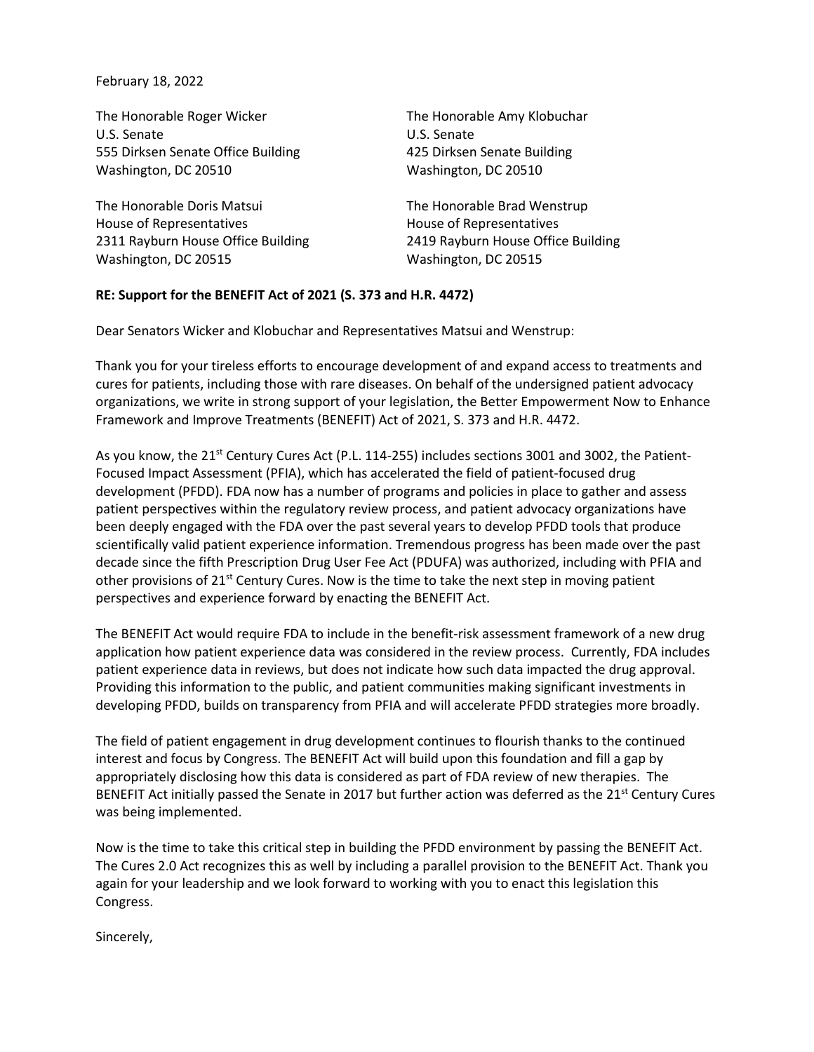February 18, 2022

The Honorable Roger Wicker
U.S. Senate
555 Dirksen Senate Office Building
Washington, DC 20510

The Honorable Amy Klobuchar
U.S. Senate
425 Dirksen Senate Building
Washington, DC 20510

The Honorable Doris Matsui
House of Representatives
2311 Rayburn House Office Building
Washington, DC 20515

The Honorable Brad Wenstrup
House of Representatives
2419 Rayburn House Office Building
Washington, DC 20515

**RE: Support for the BENEFIT Act of 2021 (S. 373 and H.R. 4472)**

Dear Senators Wicker and Klobuchar and Representatives Matsui and Wenstrup:

Thank you for your tireless efforts to encourage development of and expand access to treatments and cures for patients, including those with rare diseases. On behalf of the undersigned patient advocacy organizations, we write in strong support of your legislation, the Better Empowerment Now to Enhance Framework and Improve Treatments (BENEFIT) Act of 2021, S. 373 and H.R. 4472.

As you know, the 21st Century Cures Act (P.L. 114-255) includes sections 3001 and 3002, the Patient-Focused Impact Assessment (PFIA), which has accelerated the field of patient-focused drug development (PFDD). FDA now has a number of programs and policies in place to gather and assess patient perspectives within the regulatory review process, and patient advocacy organizations have been deeply engaged with the FDA over the past several years to develop PFDD tools that produce scientifically valid patient experience information. Tremendous progress has been made over the past decade since the fifth Prescription Drug User Fee Act (PDUFA) was authorized, including with PFIA and other provisions of 21st Century Cures. Now is the time to take the next step in moving patient perspectives and experience forward by enacting the BENEFIT Act.

The BENEFIT Act would require FDA to include in the benefit-risk assessment framework of a new drug application how patient experience data was considered in the review process. Currently, FDA includes patient experience data in reviews, but does not indicate how such data impacted the drug approval. Providing this information to the public, and patient communities making significant investments in developing PFDD, builds on transparency from PFIA and will accelerate PFDD strategies more broadly.

The field of patient engagement in drug development continues to flourish thanks to the continued interest and focus by Congress. The BENEFIT Act will build upon this foundation and fill a gap by appropriately disclosing how this data is considered as part of FDA review of new therapies. The BENEFIT Act initially passed the Senate in 2017 but further action was deferred as the 21st Century Cures was being implemented.

Now is the time to take this critical step in building the PFDD environment by passing the BENEFIT Act. The Cures 2.0 Act recognizes this as well by including a parallel provision to the BENEFIT Act. Thank you again for your leadership and we look forward to working with you to enact this legislation this Congress.

Sincerely,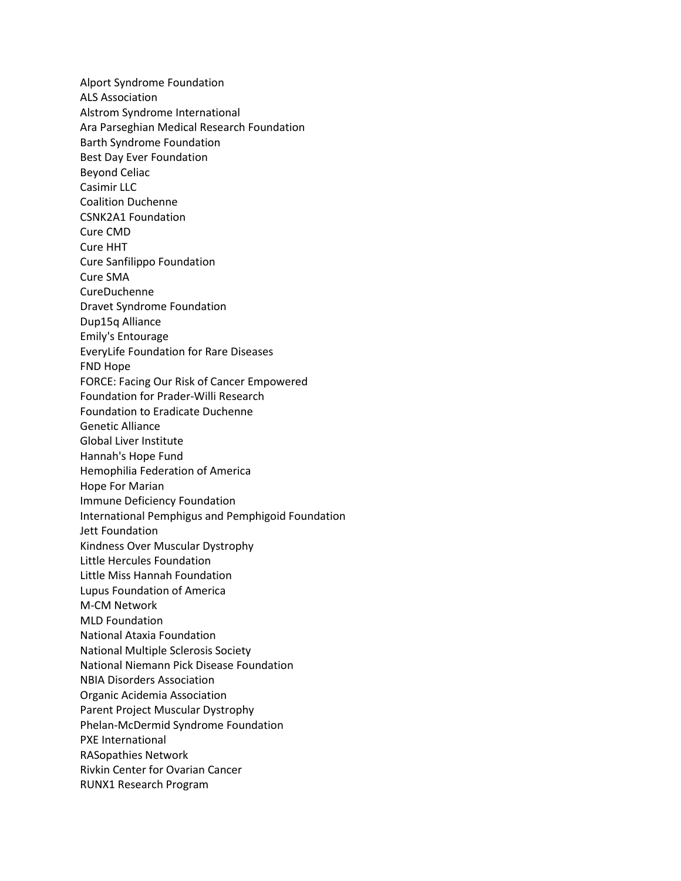Alport Syndrome Foundation
ALS Association
Alstrom Syndrome International
Ara Parseghian Medical Research Foundation
Barth Syndrome Foundation
Best Day Ever Foundation
Beyond Celiac
Casimir LLC
Coalition Duchenne
CSNK2A1 Foundation
Cure CMD
Cure HHT
Cure Sanfilippo Foundation
Cure SMA
CureDuchenne
Dravet Syndrome Foundation
Dup15q Alliance
Emily's Entourage
EveryLife Foundation for Rare Diseases
FND Hope
FORCE: Facing Our Risk of Cancer Empowered
Foundation for Prader-Willi Research
Foundation to Eradicate Duchenne
Genetic Alliance
Global Liver Institute
Hannah's Hope Fund
Hemophilia Federation of America
Hope For Marian
Immune Deficiency Foundation
International Pemphigus and Pemphigoid Foundation
Jett Foundation
Kindness Over Muscular Dystrophy
Little Hercules Foundation
Little Miss Hannah Foundation
Lupus Foundation of America
M-CM Network
MLD Foundation
National Ataxia Foundation
National Multiple Sclerosis Society
National Niemann Pick Disease Foundation
NBIA Disorders Association
Organic Acidemia Association
Parent Project Muscular Dystrophy
Phelan-McDermid Syndrome Foundation
PXE International
RASopathies Network
Rivkin Center for Ovarian Cancer
RUNX1 Research Program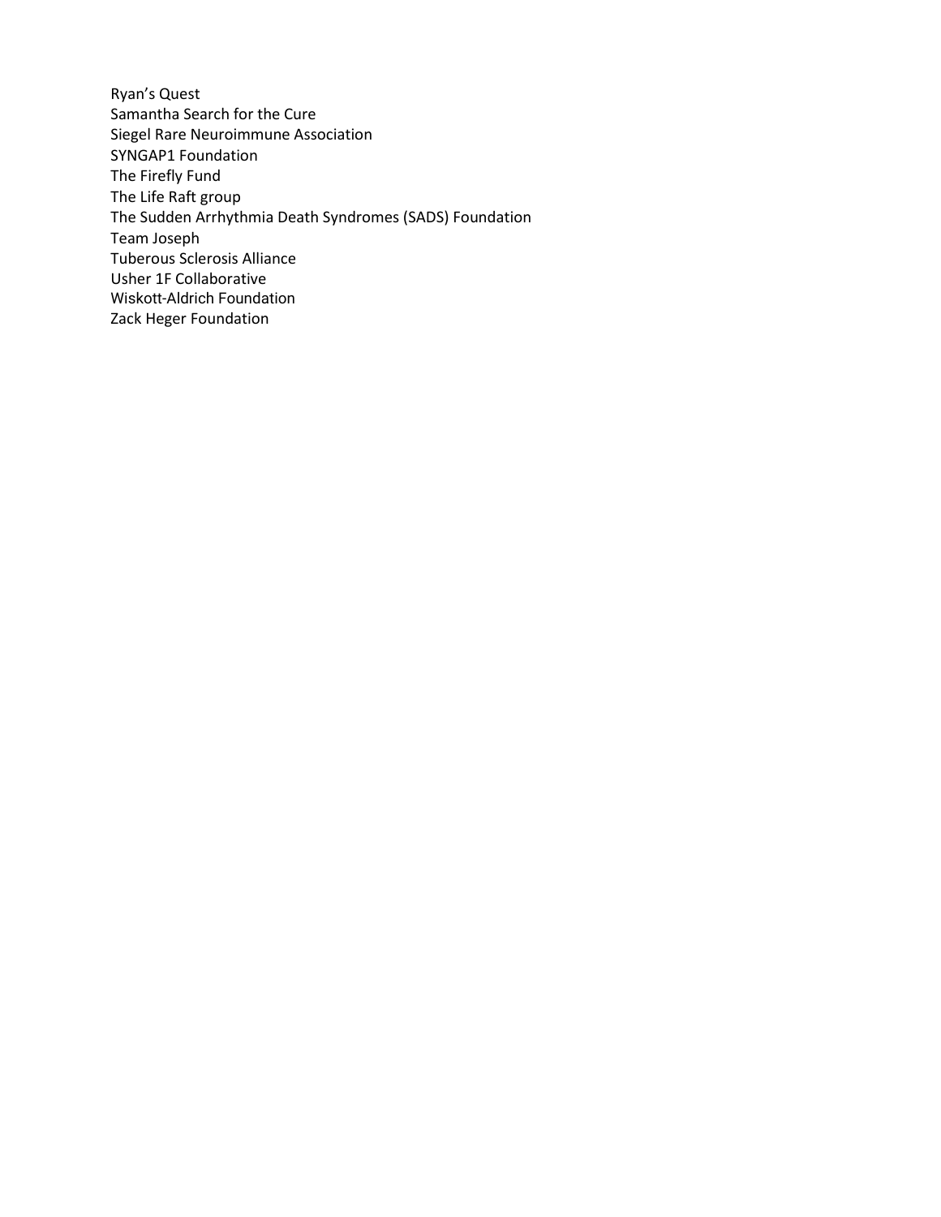Ryan’s Quest
Samantha Search for the Cure
Siegel Rare Neuroimmune Association
SYNGAP1 Foundation
The Firefly Fund
The Life Raft group
The Sudden Arrhythmia Death Syndromes (SADS) Foundation
Team Joseph
Tuberous Sclerosis Alliance
Usher 1F Collaborative
Wiskott-Aldrich Foundation
Zack Heger Foundation